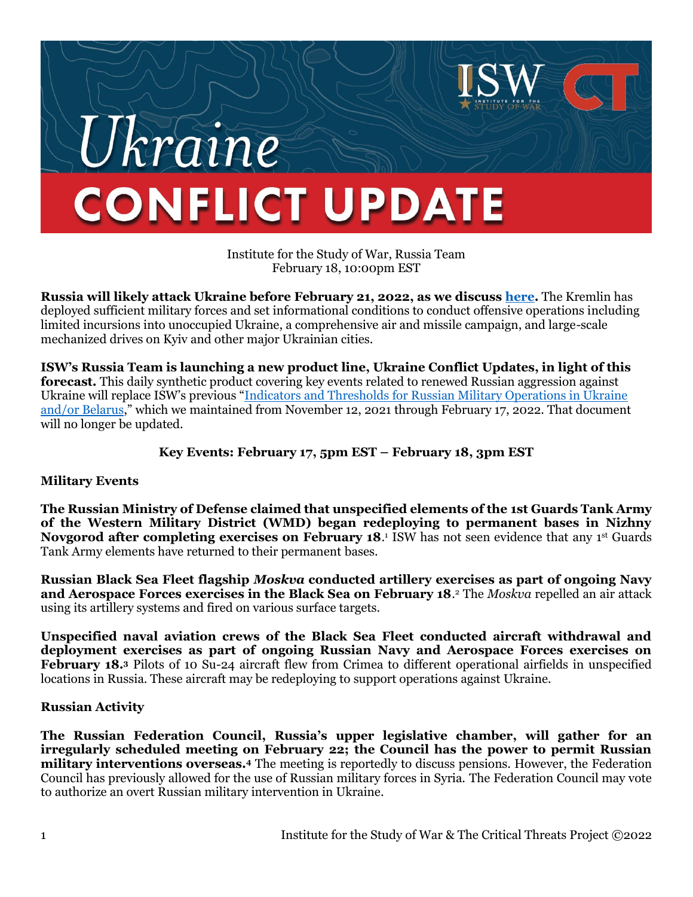# Ukraine CONFLICT UPDATE

Institute for the Study of War, Russia Team
February 18, 10:00pm EST

**Russia will likely attack Ukraine before February 21, 2022, as we discuss [here](here).** The Kremlin has deployed sufficient military forces and set informational conditions to conduct offensive operations including limited incursions into unoccupied Ukraine, a comprehensive air and missile campaign, and large-scale mechanized drives on Kyiv and other major Ukrainian cities.

**ISW's Russia Team is launching a new product line, Ukraine Conflict Updates, in light of this forecast.** This daily synthetic product covering key events related to renewed Russian aggression against Ukraine will replace ISW's previous "[Indicators and Thresholds for Russian Military Operations in Ukraine and/or Belarus](Indicators and Thresholds for Russian Military Operations in Ukraine and/or Belarus)," which we maintained from November 12, 2021 through February 17, 2022. That document will no longer be updated.

**Key Events: February 17, 5pm EST – February 18, 3pm EST**

**Military Events**

**The Russian Ministry of Defense claimed that unspecified elements of the 1st Guards Tank Army of the Western Military District (WMD) began redeploying to permanent bases in Nizhny Novgorod after completing exercises on February 18**.[1] ISW has not seen evidence that any 1st Guards Tank Army elements have returned to their permanent bases.

**Russian Black Sea Fleet flagship *Moskva* conducted artillery exercises as part of ongoing Navy and Aerospace Forces exercises in the Black Sea on February 18**.[2] The *Moskva* repelled an air attack using its artillery systems and fired on various surface targets.

**Unspecified naval aviation crews of the Black Sea Fleet conducted aircraft withdrawal and deployment exercises as part of ongoing Russian Navy and Aerospace Forces exercises on February 18.[3]** Pilots of 10 Su-24 aircraft flew from Crimea to different operational airfields in unspecified locations in Russia. These aircraft may be redeploying to support operations against Ukraine.

**Russian Activity**

**The Russian Federation Council, Russia's upper legislative chamber, will gather for an irregularly scheduled meeting on February 22; the Council has the power to permit Russian military interventions overseas.[4]** The meeting is reportedly to discuss pensions. However, the Federation Council has previously allowed for the use of Russian military forces in Syria. The Federation Council may vote to authorize an overt Russian military intervention in Ukraine.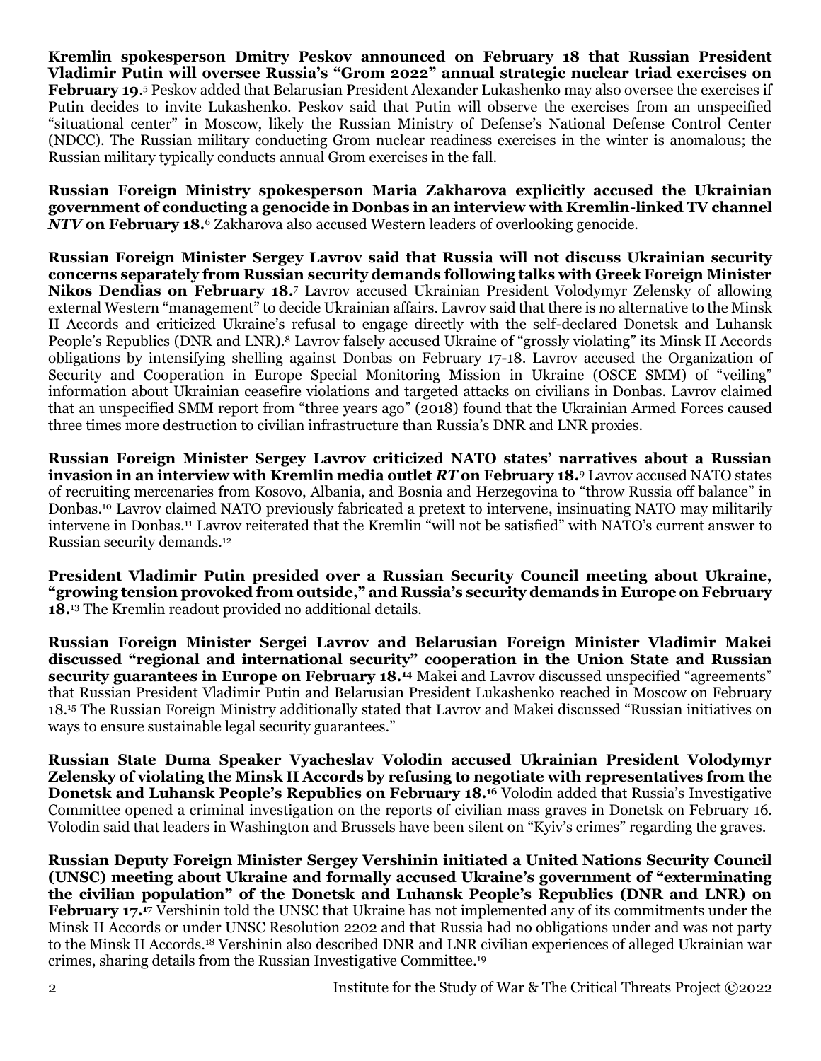**Kremlin spokesperson Dmitry Peskov announced on February 18 that Russian President Vladimir Putin will oversee Russia's "Grom 2022" annual strategic nuclear triad exercises on February 19**.[5] Peskov added that Belarusian President Alexander Lukashenko may also oversee the exercises if Putin decides to invite Lukashenko. Peskov said that Putin will observe the exercises from an unspecified "situational center" in Moscow, likely the Russian Ministry of Defense's National Defense Control Center (NDCC). The Russian military conducting Grom nuclear readiness exercises in the winter is anomalous; the Russian military typically conducts annual Grom exercises in the fall.

**Russian Foreign Ministry spokesperson Maria Zakharova explicitly accused the Ukrainian government of conducting a genocide in Donbas in an interview with Kremlin-linked TV channel *NTV* on February 18.**[6] Zakharova also accused Western leaders of overlooking genocide.

**Russian Foreign Minister Sergey Lavrov said that Russia will not discuss Ukrainian security concerns separately from Russian security demands following talks with Greek Foreign Minister Nikos Dendias on February 18.**[7] Lavrov accused Ukrainian President Volodymyr Zelensky of allowing external Western "management" to decide Ukrainian affairs. Lavrov said that there is no alternative to the Minsk II Accords and criticized Ukraine's refusal to engage directly with the self-declared Donetsk and Luhansk People's Republics (DNR and LNR).[8] Lavrov falsely accused Ukraine of "grossly violating" its Minsk II Accords obligations by intensifying shelling against Donbas on February 17-18. Lavrov accused the Organization of Security and Cooperation in Europe Special Monitoring Mission in Ukraine (OSCE SMM) of "veiling" information about Ukrainian ceasefire violations and targeted attacks on civilians in Donbas. Lavrov claimed that an unspecified SMM report from "three years ago" (2018) found that the Ukrainian Armed Forces caused three times more destruction to civilian infrastructure than Russia's DNR and LNR proxies.

**Russian Foreign Minister Sergey Lavrov criticized NATO states' narratives about a Russian invasion in an interview with Kremlin media outlet *RT* on February 18.**[9] Lavrov accused NATO states of recruiting mercenaries from Kosovo, Albania, and Bosnia and Herzegovina to "throw Russia off balance" in Donbas.[10] Lavrov claimed NATO previously fabricated a pretext to intervene, insinuating NATO may militarily intervene in Donbas.[11] Lavrov reiterated that the Kremlin "will not be satisfied" with NATO's current answer to Russian security demands.[12]

**President Vladimir Putin presided over a Russian Security Council meeting about Ukraine, "growing tension provoked from outside," and Russia's security demands in Europe on February 18.**[13] The Kremlin readout provided no additional details.

**Russian Foreign Minister Sergei Lavrov and Belarusian Foreign Minister Vladimir Makei discussed "regional and international security" cooperation in the Union State and Russian security guarantees in Europe on February 18.**[14] Makei and Lavrov discussed unspecified "agreements" that Russian President Vladimir Putin and Belarusian President Lukashenko reached in Moscow on February 18.[15] The Russian Foreign Ministry additionally stated that Lavrov and Makei discussed "Russian initiatives on ways to ensure sustainable legal security guarantees."

**Russian State Duma Speaker Vyacheslav Volodin accused Ukrainian President Volodymyr Zelensky of violating the Minsk II Accords by refusing to negotiate with representatives from the Donetsk and Luhansk People's Republics on February 18.**[16] Volodin added that Russia's Investigative Committee opened a criminal investigation on the reports of civilian mass graves in Donetsk on February 16. Volodin said that leaders in Washington and Brussels have been silent on "Kyiv's crimes" regarding the graves.

**Russian Deputy Foreign Minister Sergey Vershinin initiated a United Nations Security Council (UNSC) meeting about Ukraine and formally accused Ukraine's government of "exterminating the civilian population" of the Donetsk and Luhansk People's Republics (DNR and LNR) on February 17.**[17] Vershinin told the UNSC that Ukraine has not implemented any of its commitments under the Minsk II Accords or under UNSC Resolution 2202 and that Russia had no obligations under and was not party to the Minsk II Accords.[18] Vershinin also described DNR and LNR civilian experiences of alleged Ukrainian war crimes, sharing details from the Russian Investigative Committee.[19]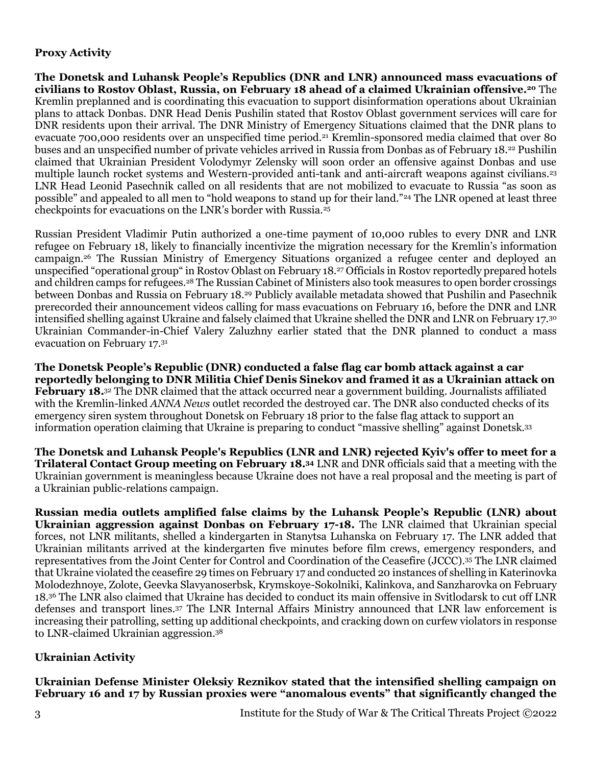## Proxy Activity

**The Donetsk and Luhansk People's Republics (DNR and LNR) announced mass evacuations of civilians to Rostov Oblast, Russia, on February 18 ahead of a claimed Ukrainian offensive.[20]** The Kremlin preplanned and is coordinating this evacuation to support disinformation operations about Ukrainian plans to attack Donbas. DNR Head Denis Pushilin stated that Rostov Oblast government services will care for DNR residents upon their arrival. The DNR Ministry of Emergency Situations claimed that the DNR plans to evacuate 700,000 residents over an unspecified time period.[21] Kremlin-sponsored media claimed that over 80 buses and an unspecified number of private vehicles arrived in Russia from Donbas as of February 18.[22] Pushilin claimed that Ukrainian President Volodymyr Zelensky will soon order an offensive against Donbas and use multiple launch rocket systems and Western-provided anti-tank and anti-aircraft weapons against civilians.[23] LNR Head Leonid Pasechnik called on all residents that are not mobilized to evacuate to Russia "as soon as possible" and appealed to all men to "hold weapons to stand up for their land."[24] The LNR opened at least three checkpoints for evacuations on the LNR's border with Russia.[25]

Russian President Vladimir Putin authorized a one-time payment of 10,000 rubles to every DNR and LNR refugee on February 18, likely to financially incentivize the migration necessary for the Kremlin's information campaign.[26] The Russian Ministry of Emergency Situations organized a refugee center and deployed an unspecified "operational group" in Rostov Oblast on February 18.[27] Officials in Rostov reportedly prepared hotels and children camps for refugees.[28] The Russian Cabinet of Ministers also took measures to open border crossings between Donbas and Russia on February 18.[29] Publicly available metadata showed that Pushilin and Pasechnik prerecorded their announcement videos calling for mass evacuations on February 16, before the DNR and LNR intensified shelling against Ukraine and falsely claimed that Ukraine shelled the DNR and LNR on February 17.[30] Ukrainian Commander-in-Chief Valery Zaluzhny earlier stated that the DNR planned to conduct a mass evacuation on February 17.[31]

**The Donetsk People's Republic (DNR) conducted a false flag car bomb attack against a car reportedly belonging to DNR Militia Chief Denis Sinekov and framed it as a Ukrainian attack on February 18.**[32] The DNR claimed that the attack occurred near a government building. Journalists affiliated with the Kremlin-linked *ANNA News* outlet recorded the destroyed car. The DNR also conducted checks of its emergency siren system throughout Donetsk on February 18 prior to the false flag attack to support an information operation claiming that Ukraine is preparing to conduct "massive shelling" against Donetsk.[33]

**The Donetsk and Luhansk People's Republics (LNR and LNR) rejected Kyiv's offer to meet for a Trilateral Contact Group meeting on February 18.[34]** LNR and DNR officials said that a meeting with the Ukrainian government is meaningless because Ukraine does not have a real proposal and the meeting is part of a Ukrainian public-relations campaign.

**Russian media outlets amplified false claims by the Luhansk People's Republic (LNR) about Ukrainian aggression against Donbas on February 17-18.** The LNR claimed that Ukrainian special forces, not LNR militants, shelled a kindergarten in Stanytsa Luhanska on February 17. The LNR added that Ukrainian militants arrived at the kindergarten five minutes before film crews, emergency responders, and representatives from the Joint Center for Control and Coordination of the Ceasefire (JCCC).[35] The LNR claimed that Ukraine violated the ceasefire 29 times on February 17 and conducted 20 instances of shelling in Katerinovka Molodezhnoye, Zolote, Geevka Slavyanoserbsk, Krymskoye-Sokolniki, Kalinkova, and Sanzharovka on February 18.[36] The LNR also claimed that Ukraine has decided to conduct its main offensive in Svitlodarsk to cut off LNR defenses and transport lines.[37] The LNR Internal Affairs Ministry announced that LNR law enforcement is increasing their patrolling, setting up additional checkpoints, and cracking down on curfew violators in response to LNR-claimed Ukrainian aggression.[38]

## Ukrainian Activity

**Ukrainian Defense Minister Oleksiy Reznikov stated that the intensified shelling campaign on February 16 and 17 by Russian proxies were "anomalous events" that significantly changed the**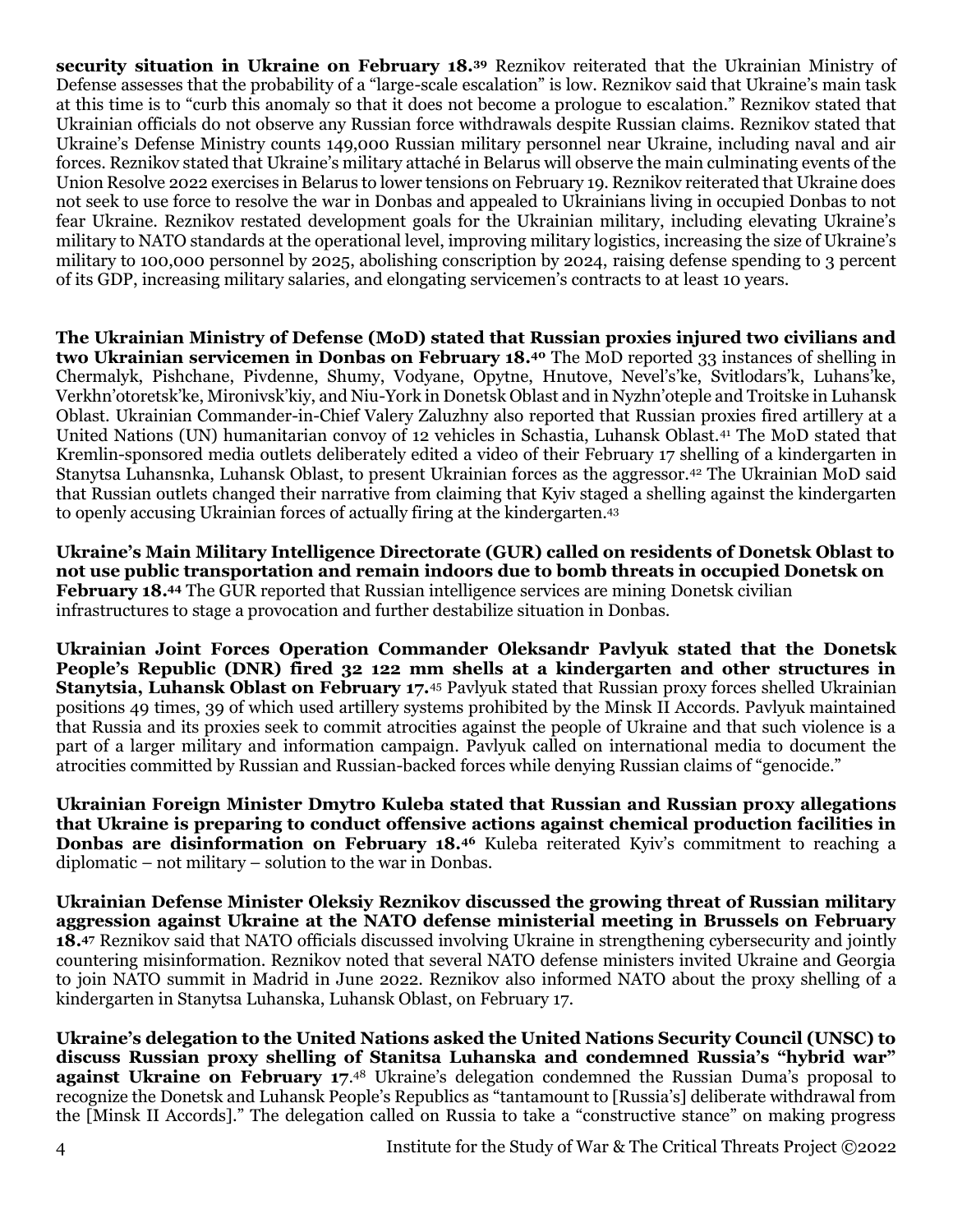**security situation in Ukraine on February 18.**[39] Reznikov reiterated that the Ukrainian Ministry of Defense assesses that the probability of a "large-scale escalation" is low. Reznikov said that Ukraine's main task at this time is to "curb this anomaly so that it does not become a prologue to escalation." Reznikov stated that Ukrainian officials do not observe any Russian force withdrawals despite Russian claims. Reznikov stated that Ukraine's Defense Ministry counts 149,000 Russian military personnel near Ukraine, including naval and air forces. Reznikov stated that Ukraine's military attaché in Belarus will observe the main culminating events of the Union Resolve 2022 exercises in Belarus to lower tensions on February 19. Reznikov reiterated that Ukraine does not seek to use force to resolve the war in Donbas and appealed to Ukrainians living in occupied Donbas to not fear Ukraine. Reznikov restated development goals for the Ukrainian military, including elevating Ukraine's military to NATO standards at the operational level, improving military logistics, increasing the size of Ukraine's military to 100,000 personnel by 2025, abolishing conscription by 2024, raising defense spending to 3 percent of its GDP, increasing military salaries, and elongating servicemen's contracts to at least 10 years.

**The Ukrainian Ministry of Defense (MoD) stated that Russian proxies injured two civilians and two Ukrainian servicemen in Donbas on February 18.**[40] The MoD reported 33 instances of shelling in Chermalyk, Pishchane, Pivdenne, Shumy, Vodyane, Opytne, Hnutove, Nevel's'ke, Svitlodars'k, Luhans'ke, Verkhn'otoretsk'ke, Mironivsk'kiy, and Niu-York in Donetsk Oblast and in Nyzhn'oteple and Troitske in Luhansk Oblast. Ukrainian Commander-in-Chief Valery Zaluzhny also reported that Russian proxies fired artillery at a United Nations (UN) humanitarian convoy of 12 vehicles in Schastia, Luhansk Oblast.[41] The MoD stated that Kremlin-sponsored media outlets deliberately edited a video of their February 17 shelling of a kindergarten in Stanytsa Luhansnka, Luhansk Oblast, to present Ukrainian forces as the aggressor.[42] The Ukrainian MoD said that Russian outlets changed their narrative from claiming that Kyiv staged a shelling against the kindergarten to openly accusing Ukrainian forces of actually firing at the kindergarten.[43]

**Ukraine's Main Military Intelligence Directorate (GUR) called on residents of Donetsk Oblast to not use public transportation and remain indoors due to bomb threats in occupied Donetsk on February 18.**[44] The GUR reported that Russian intelligence services are mining Donetsk civilian infrastructures to stage a provocation and further destabilize situation in Donbas.

**Ukrainian Joint Forces Operation Commander Oleksandr Pavlyuk stated that the Donetsk People's Republic (DNR) fired 32 122 mm shells at a kindergarten and other structures in Stanytsia, Luhansk Oblast on February 17.**[45] Pavlyuk stated that Russian proxy forces shelled Ukrainian positions 49 times, 39 of which used artillery systems prohibited by the Minsk II Accords. Pavlyuk maintained that Russia and its proxies seek to commit atrocities against the people of Ukraine and that such violence is a part of a larger military and information campaign. Pavlyuk called on international media to document the atrocities committed by Russian and Russian-backed forces while denying Russian claims of "genocide."

**Ukrainian Foreign Minister Dmytro Kuleba stated that Russian and Russian proxy allegations that Ukraine is preparing to conduct offensive actions against chemical production facilities in Donbas are disinformation on February 18.**[46] Kuleba reiterated Kyiv's commitment to reaching a diplomatic – not military – solution to the war in Donbas.

**Ukrainian Defense Minister Oleksiy Reznikov discussed the growing threat of Russian military aggression against Ukraine at the NATO defense ministerial meeting in Brussels on February 18.**[47] Reznikov said that NATO officials discussed involving Ukraine in strengthening cybersecurity and jointly countering misinformation. Reznikov noted that several NATO defense ministers invited Ukraine and Georgia to join NATO summit in Madrid in June 2022. Reznikov also informed NATO about the proxy shelling of a kindergarten in Stanytsa Luhanska, Luhansk Oblast, on February 17.

**Ukraine's delegation to the United Nations asked the United Nations Security Council (UNSC) to discuss Russian proxy shelling of Stanitsa Luhanska and condemned Russia's "hybrid war" against Ukraine on February 17.**[48] Ukraine's delegation condemned the Russian Duma's proposal to recognize the Donetsk and Luhansk People's Republics as "tantamount to [Russia's] deliberate withdrawal from the [Minsk II Accords]." The delegation called on Russia to take a "constructive stance" on making progress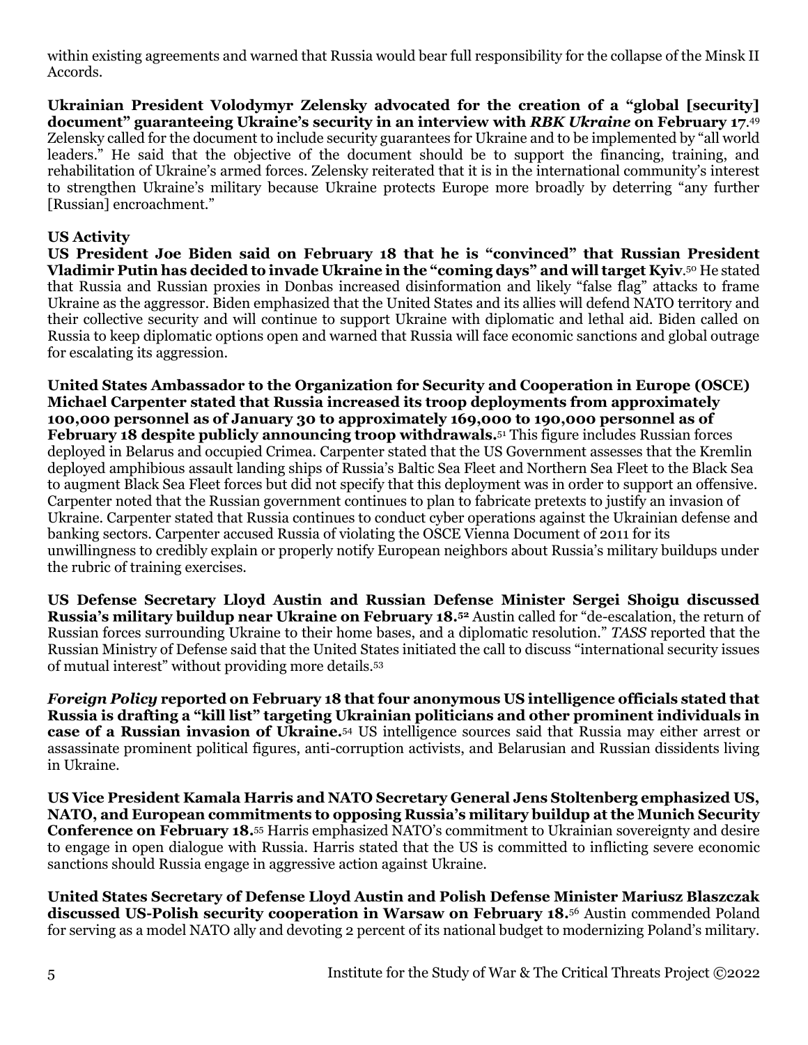within existing agreements and warned that Russia would bear full responsibility for the collapse of the Minsk II Accords.

**Ukrainian President Volodymyr Zelensky advocated for the creation of a "global [security] document" guaranteeing Ukraine's security in an interview with *RBK Ukraine* on February 17**.[49] Zelensky called for the document to include security guarantees for Ukraine and to be implemented by "all world leaders." He said that the objective of the document should be to support the financing, training, and rehabilitation of Ukraine's armed forces. Zelensky reiterated that it is in the international community's interest to strengthen Ukraine's military because Ukraine protects Europe more broadly by deterring "any further [Russian] encroachment."

### US Activity

**US President Joe Biden said on February 18 that he is "convinced" that Russian President Vladimir Putin has decided to invade Ukraine in the "coming days" and will target Kyiv**.[50] He stated that Russia and Russian proxies in Donbas increased disinformation and likely "false flag" attacks to frame Ukraine as the aggressor. Biden emphasized that the United States and its allies will defend NATO territory and their collective security and will continue to support Ukraine with diplomatic and lethal aid. Biden called on Russia to keep diplomatic options open and warned that Russia will face economic sanctions and global outrage for escalating its aggression.

**United States Ambassador to the Organization for Security and Cooperation in Europe (OSCE) Michael Carpenter stated that Russia increased its troop deployments from approximately 100,000 personnel as of January 30 to approximately 169,000 to 190,000 personnel as of February 18 despite publicly announcing troop withdrawals.**[51] This figure includes Russian forces deployed in Belarus and occupied Crimea. Carpenter stated that the US Government assesses that the Kremlin deployed amphibious assault landing ships of Russia's Baltic Sea Fleet and Northern Sea Fleet to the Black Sea to augment Black Sea Fleet forces but did not specify that this deployment was in order to support an offensive. Carpenter noted that the Russian government continues to plan to fabricate pretexts to justify an invasion of Ukraine. Carpenter stated that Russia continues to conduct cyber operations against the Ukrainian defense and banking sectors. Carpenter accused Russia of violating the OSCE Vienna Document of 2011 for its unwillingness to credibly explain or properly notify European neighbors about Russia's military buildups under the rubric of training exercises.

**US Defense Secretary Lloyd Austin and Russian Defense Minister Sergei Shoigu discussed Russia's military buildup near Ukraine on February 18.[52]** Austin called for "de-escalation, the return of Russian forces surrounding Ukraine to their home bases, and a diplomatic resolution." *TASS* reported that the Russian Ministry of Defense said that the United States initiated the call to discuss "international security issues of mutual interest" without providing more details.[53]

***Foreign Policy* reported on February 18 that four anonymous US intelligence officials stated that Russia is drafting a "kill list" targeting Ukrainian politicians and other prominent individuals in case of a Russian invasion of Ukraine.**[54] US intelligence sources said that Russia may either arrest or assassinate prominent political figures, anti-corruption activists, and Belarusian and Russian dissidents living in Ukraine.

**US Vice President Kamala Harris and NATO Secretary General Jens Stoltenberg emphasized US, NATO, and European commitments to opposing Russia's military buildup at the Munich Security Conference on February 18.**[55] Harris emphasized NATO's commitment to Ukrainian sovereignty and desire to engage in open dialogue with Russia. Harris stated that the US is committed to inflicting severe economic sanctions should Russia engage in aggressive action against Ukraine.

**United States Secretary of Defense Lloyd Austin and Polish Defense Minister Mariusz Blaszczak discussed US-Polish security cooperation in Warsaw on February 18.**[56] Austin commended Poland for serving as a model NATO ally and devoting 2 percent of its national budget to modernizing Poland's military.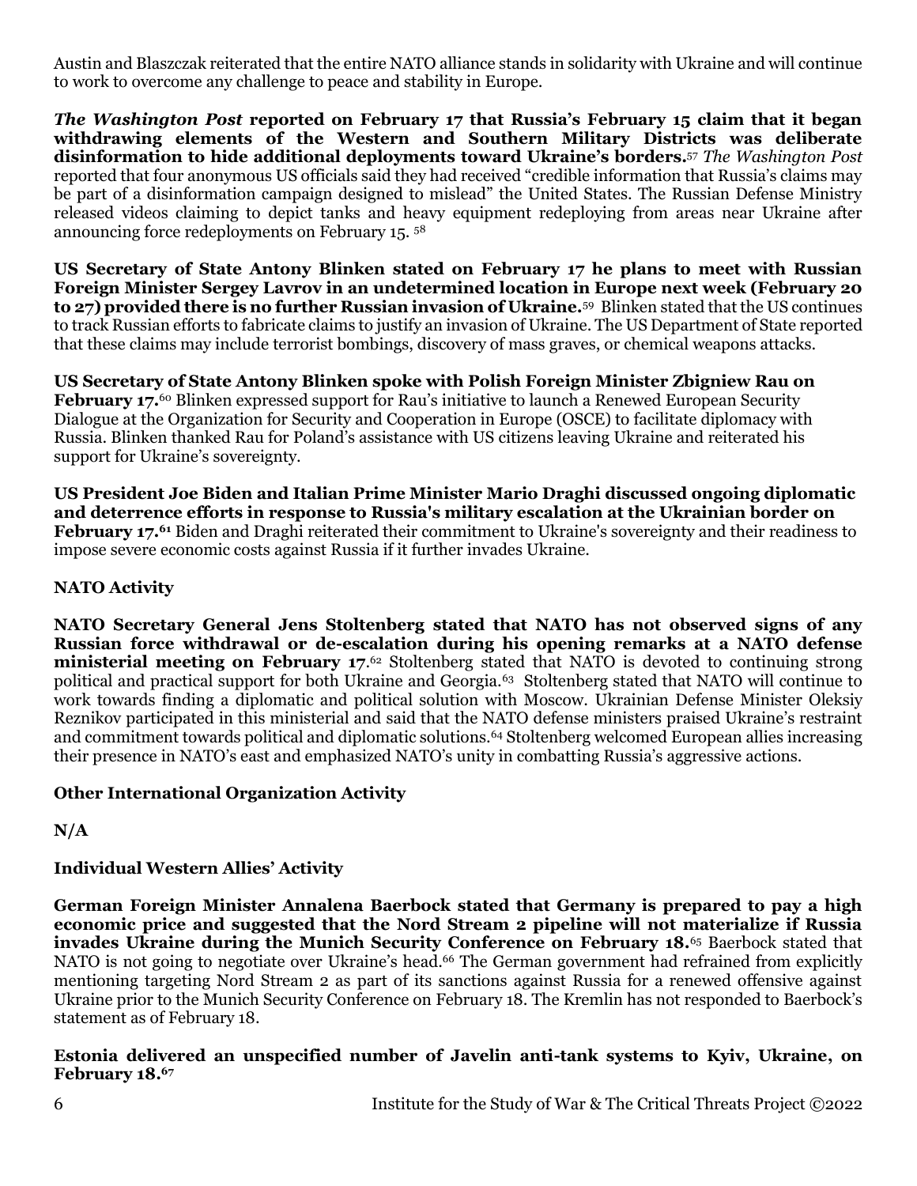Austin and Blaszczak reiterated that the entire NATO alliance stands in solidarity with Ukraine and will continue to work to overcome any challenge to peace and stability in Europe.

***The Washington Post* reported on February 17 that Russia's February 15 claim that it began withdrawing elements of the Western and Southern Military Districts was deliberate disinformation to hide additional deployments toward Ukraine's borders.**[57] *The Washington Post* reported that four anonymous US officials said they had received "credible information that Russia's claims may be part of a disinformation campaign designed to mislead" the United States. The Russian Defense Ministry released videos claiming to depict tanks and heavy equipment redeploying from areas near Ukraine after announcing force redeployments on February 15. [58]

**US Secretary of State Antony Blinken stated on February 17 he plans to meet with Russian Foreign Minister Sergey Lavrov in an undetermined location in Europe next week (February 20 to 27) provided there is no further Russian invasion of Ukraine.**[59] Blinken stated that the US continues to track Russian efforts to fabricate claims to justify an invasion of Ukraine. The US Department of State reported that these claims may include terrorist bombings, discovery of mass graves, or chemical weapons attacks.

**US Secretary of State Antony Blinken spoke with Polish Foreign Minister Zbigniew Rau on February 17.**[60] Blinken expressed support for Rau's initiative to launch a Renewed European Security Dialogue at the Organization for Security and Cooperation in Europe (OSCE) to facilitate diplomacy with Russia. Blinken thanked Rau for Poland's assistance with US citizens leaving Ukraine and reiterated his support for Ukraine's sovereignty.

**US President Joe Biden and Italian Prime Minister Mario Draghi discussed ongoing diplomatic and deterrence efforts in response to Russia's military escalation at the Ukrainian border on February 17.**[61] Biden and Draghi reiterated their commitment to Ukraine's sovereignty and their readiness to impose severe economic costs against Russia if it further invades Ukraine.

**NATO Activity**

**NATO Secretary General Jens Stoltenberg stated that NATO has not observed signs of any Russian force withdrawal or de-escalation during his opening remarks at a NATO defense ministerial meeting on February 17.**[62] Stoltenberg stated that NATO is devoted to continuing strong political and practical support for both Ukraine and Georgia.[63] Stoltenberg stated that NATO will continue to work towards finding a diplomatic and political solution with Moscow. Ukrainian Defense Minister Oleksiy Reznikov participated in this ministerial and said that the NATO defense ministers praised Ukraine's restraint and commitment towards political and diplomatic solutions.[64] Stoltenberg welcomed European allies increasing their presence in NATO's east and emphasized NATO's unity in combatting Russia's aggressive actions.

**Other International Organization Activity**

**N/A**

**Individual Western Allies' Activity**

**German Foreign Minister Annalena Baerbock stated that Germany is prepared to pay a high economic price and suggested that the Nord Stream 2 pipeline will not materialize if Russia invades Ukraine during the Munich Security Conference on February 18.**[65] Baerbock stated that NATO is not going to negotiate over Ukraine's head.[66] The German government had refrained from explicitly mentioning targeting Nord Stream 2 as part of its sanctions against Russia for a renewed offensive against Ukraine prior to the Munich Security Conference on February 18. The Kremlin has not responded to Baerbock's statement as of February 18.

**Estonia delivered an unspecified number of Javelin anti-tank systems to Kyiv, Ukraine, on February 18.**[67]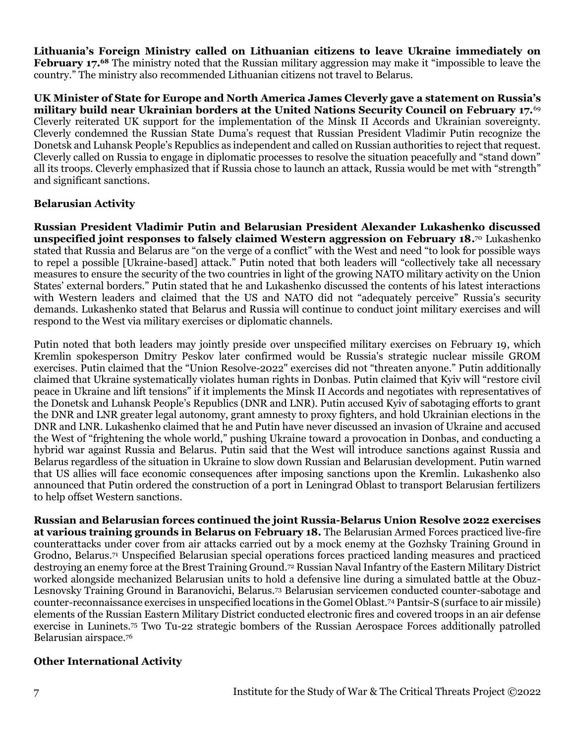**Lithuania's Foreign Ministry called on Lithuanian citizens to leave Ukraine immediately on February 17.**[68] The ministry noted that the Russian military aggression may make it "impossible to leave the country." The ministry also recommended Lithuanian citizens not travel to Belarus.

**UK Minister of State for Europe and North America James Cleverly gave a statement on Russia's military build near Ukrainian borders at the United Nations Security Council on February 17.**[69] Cleverly reiterated UK support for the implementation of the Minsk II Accords and Ukrainian sovereignty. Cleverly condemned the Russian State Duma's request that Russian President Vladimir Putin recognize the Donetsk and Luhansk People's Republics as independent and called on Russian authorities to reject that request. Cleverly called on Russia to engage in diplomatic processes to resolve the situation peacefully and "stand down" all its troops. Cleverly emphasized that if Russia chose to launch an attack, Russia would be met with "strength" and significant sanctions.

### Belarusian Activity

**Russian President Vladimir Putin and Belarusian President Alexander Lukashenko discussed unspecified joint responses to falsely claimed Western aggression on February 18.**[70] Lukashenko stated that Russia and Belarus are "on the verge of a conflict" with the West and need "to look for possible ways to repel a possible [Ukraine-based] attack." Putin noted that both leaders will "collectively take all necessary measures to ensure the security of the two countries in light of the growing NATO military activity on the Union States' external borders." Putin stated that he and Lukashenko discussed the contents of his latest interactions with Western leaders and claimed that the US and NATO did not "adequately perceive" Russia's security demands. Lukashenko stated that Belarus and Russia will continue to conduct joint military exercises and will respond to the West via military exercises or diplomatic channels.

Putin noted that both leaders may jointly preside over unspecified military exercises on February 19, which Kremlin spokesperson Dmitry Peskov later confirmed would be Russia's strategic nuclear missile GROM exercises. Putin claimed that the "Union Resolve-2022" exercises did not "threaten anyone." Putin additionally claimed that Ukraine systematically violates human rights in Donbas. Putin claimed that Kyiv will "restore civil peace in Ukraine and lift tensions" if it implements the Minsk II Accords and negotiates with representatives of the Donetsk and Luhansk People's Republics (DNR and LNR). Putin accused Kyiv of sabotaging efforts to grant the DNR and LNR greater legal autonomy, grant amnesty to proxy fighters, and hold Ukrainian elections in the DNR and LNR. Lukashenko claimed that he and Putin have never discussed an invasion of Ukraine and accused the West of "frightening the whole world," pushing Ukraine toward a provocation in Donbas, and conducting a hybrid war against Russia and Belarus. Putin said that the West will introduce sanctions against Russia and Belarus regardless of the situation in Ukraine to slow down Russian and Belarusian development. Putin warned that US allies will face economic consequences after imposing sanctions upon the Kremlin. Lukashenko also announced that Putin ordered the construction of a port in Leningrad Oblast to transport Belarusian fertilizers to help offset Western sanctions.

**Russian and Belarusian forces continued the joint Russia-Belarus Union Resolve 2022 exercises at various training grounds in Belarus on February 18.** The Belarusian Armed Forces practiced live-fire counterattacks under cover from air attacks carried out by a mock enemy at the Gozhsky Training Ground in Grodno, Belarus.[71] Unspecified Belarusian special operations forces practiced landing measures and practiced destroying an enemy force at the Brest Training Ground.[72] Russian Naval Infantry of the Eastern Military District worked alongside mechanized Belarusian units to hold a defensive line during a simulated battle at the Obuz-Lesnovsky Training Ground in Baranovichi, Belarus.[73] Belarusian servicemen conducted counter-sabotage and counter-reconnaissance exercises in unspecified locations in the Gomel Oblast.[74] Pantsir-S (surface to air missile) elements of the Russian Eastern Military District conducted electronic fires and covered troops in an air defense exercise in Luninets.[75] Two Tu-22 strategic bombers of the Russian Aerospace Forces additionally patrolled Belarusian airspace.[76]

### Other International Activity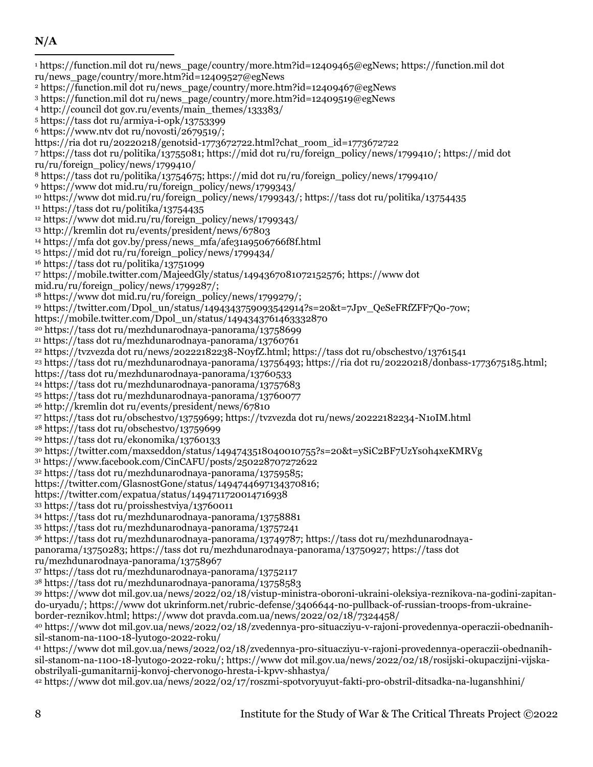**N/A**

[1] https://function.mil dot ru/news_page/country/more.htm?id=12409465@egNews; https://function.mil dot ru/news_page/country/more.htm?id=12409527@egNews
[2] https://function.mil dot ru/news_page/country/more.htm?id=12409467@egNews
[3] https://function.mil dot ru/news_page/country/more.htm?id=12409519@egNews
[4] http://council dot gov.ru/events/main_themes/133383/
[5] https://tass dot ru/armiya-i-opk/13753399
[6] https://www.ntv dot ru/novosti/2679519/; https://ria dot ru/20220218/genotsid-1773672722.html?chat_room_id=1773672722
[7] https://tass dot ru/politika/13755081; https://mid dot ru/ru/foreign_policy/news/1799410/; https://mid dot ru/ru/foreign_policy/news/1799410/
[8] https://tass dot ru/politika/13754675; https://mid dot ru/ru/foreign_policy/news/1799410/
[9] https://www dot mid.ru/ru/foreign_policy/news/1799343/
[10] https://www dot mid.ru/ru/foreign_policy/news/1799343/; https://tass dot ru/politika/13754435
[11] https://tass dot ru/politika/13754435
[12] https://www dot mid.ru/ru/foreign_policy/news/1799343/
[13] http://kremlin dot ru/events/president/news/67803
[14] https://mfa dot gov.by/press/news_mfa/afe31a9506766f8f.html
[15] https://mid dot ru/ru/foreign_policy/news/1799434/
[16] https://tass dot ru/politika/13751099
[17] https://mobile.twitter.com/MajeedGly/status/1494367081072152576; https://www dot mid.ru/ru/foreign_policy/news/1799287/;
[18] https://www dot mid.ru/ru/foreign_policy/news/1799279/;
[19] https://twitter.com/Dpol_un/status/1494343759093542914?s=20&t=7Jpv_QeSeFRfZFF7Q0-70w; https://mobile.twitter.com/Dpol_un/status/1494343761463332870
[20] https://tass dot ru/mezhdunarodnaya-panorama/13758699
[21] https://tass dot ru/mezhdunarodnaya-panorama/13760761
[22] https://tvzvezda dot ru/news/20222182238-N0yfZ.html; https://tass dot ru/obschestvo/13761541
[23] https://tass dot ru/mezhdunarodnaya-panorama/13756493; https://ria dot ru/20220218/donbass-1773675185.html; https://tass dot ru/mezhdunarodnaya-panorama/13760533
[24] https://tass dot ru/mezhdunarodnaya-panorama/13757683
[25] https://tass dot ru/mezhdunarodnaya-panorama/13760077
[26] http://kremlin dot ru/events/president/news/67810
[27] https://tass dot ru/obschestvo/13759699; https://tvzvezda dot ru/news/20222182234-N1oIM.html
[28] https://tass dot ru/obschestvo/13759699
[29] https://tass dot ru/ekonomika/13760133
[30] https://twitter.com/maxseddon/status/1494743518040010755?s=20&t=ySiC2BF7UzYs0h4xeKMRVg
[31] https://www.facebook.com/CinCAFU/posts/250228707272622
[32] https://tass dot ru/mezhdunarodnaya-panorama/13759585; https://twitter.com/GlasnostGone/status/1494744697134370816; https://twitter.com/expatua/status/1494711720014716938
[33] https://tass dot ru/proisshestviya/13760011
[34] https://tass dot ru/mezhdunarodnaya-panorama/13758881
[35] https://tass dot ru/mezhdunarodnaya-panorama/13757241
[36] https://tass dot ru/mezhdunarodnaya-panorama/13749787; https://tass dot ru/mezhdunarodnaya-panorama/13750283; https://tass dot ru/mezhdunarodnaya-panorama/13750927; https://tass dot ru/mezhdunarodnaya-panorama/13758967
[37] https://tass dot ru/mezhdunarodnaya-panorama/13752117
[38] https://tass dot ru/mezhdunarodnaya-panorama/13758583
[39] https://www dot mil.gov.ua/news/2022/02/18/vistup-ministra-oboroni-ukraini-oleksiya-reznikova-na-godini-zapitan-do-uryadu/; https://www dot ukrinform.net/rubric-defense/3406644-no-pullback-of-russian-troops-from-ukraine-border-reznikov.html; https://www dot pravda.com.ua/news/2022/02/18/7324458/
[40] https://www dot mil.gov.ua/news/2022/02/18/zvedennya-pro-situacziyu-v-rajoni-provedennya-operaczii-obednanih-sil-stanom-na-1100-18-lyutogo-2022-roku/
[41] https://www dot mil.gov.ua/news/2022/02/18/zvedennya-pro-situacziyu-v-rajoni-provedennya-operaczii-obednanih-sil-stanom-na-1100-18-lyutogo-2022-roku/; https://www dot mil.gov.ua/news/2022/02/18/rosijski-okupaczijni-vijska-obstrilyali-gumanitarnij-konvoj-chervonogo-hresta-i-kpvv-shhastya/
[42] https://www dot mil.gov.ua/news/2022/02/17/roszmi-spotvoryuyut-fakti-pro-obstril-ditsadka-na-luganshhini/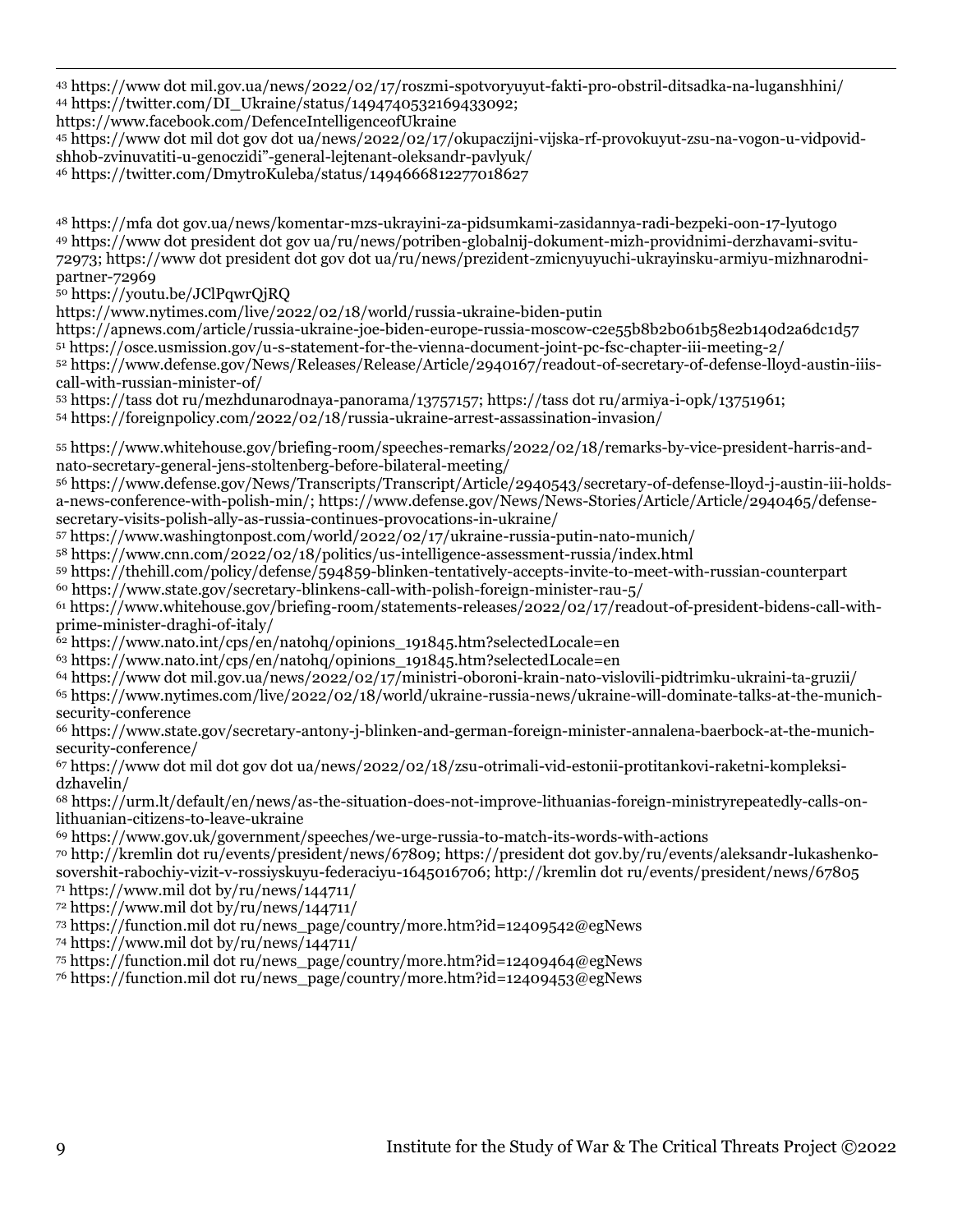[43] https://www dot mil.gov.ua/news/2022/02/17/roszmi-spotvoryuyut-fakti-pro-obstril-ditsadka-na-luganshhini/
[44] https://twitter.com/DI_Ukraine/status/1494740532169433092;
https://www.facebook.com/DefenceIntelligenceofUkraine
[45] https://www dot mil dot gov dot ua/news/2022/02/17/okupaczijni-vijska-rf-provokuyut-zsu-na-vogon-u-vidpovid-shhob-zvinuvatiti-u-genoczidi"-general-lejtenant-oleksandr-pavlyuk/
[46] https://twitter.com/DmytroKuleba/status/1494666812277018627

[48] https://mfa dot gov.ua/news/komentar-mzs-ukrayini-za-pidsumkami-zasidannya-radi-bezpeki-oon-17-lyutogo
[49] https://www dot president dot gov ua/ru/news/potriben-globalnij-dokument-mizh-providnimi-derzhavami-svitu-72973; https://www dot president dot gov dot ua/ru/news/prezident-zmicnyuyuchi-ukrayinsku-armiyu-mizhnarodni-partner-72969
[50] https://youtu.be/JClPqwrQjRQ
https://www.nytimes.com/live/2022/02/18/world/russia-ukraine-biden-putin
https://apnews.com/article/russia-ukraine-joe-biden-europe-russia-moscow-c2e55b8b2b061b58e2b140d2a6dc1d57
[51] https://osce.usmission.gov/u-s-statement-for-the-vienna-document-joint-pc-fsc-chapter-iii-meeting-2/
[52] https://www.defense.gov/News/Releases/Release/Article/2940167/readout-of-secretary-of-defense-lloyd-austin-iiis-call-with-russian-minister-of/
[53] https://tass dot ru/mezhdunarodnaya-panorama/13757157; https://tass dot ru/armiya-i-opk/13751961;
[54] https://foreignpolicy.com/2022/02/18/russia-ukraine-arrest-assassination-invasion/

[55] https://www.whitehouse.gov/briefing-room/speeches-remarks/2022/02/18/remarks-by-vice-president-harris-and-nato-secretary-general-jens-stoltenberg-before-bilateral-meeting/
[56] https://www.defense.gov/News/Transcripts/Transcript/Article/2940543/secretary-of-defense-lloyd-j-austin-iii-holds-a-news-conference-with-polish-min/; https://www.defense.gov/News/News-Stories/Article/Article/2940465/defense-secretary-visits-polish-ally-as-russia-continues-provocations-in-ukraine/
[57] https://www.washingtonpost.com/world/2022/02/17/ukraine-russia-putin-nato-munich/
[58] https://www.cnn.com/2022/02/18/politics/us-intelligence-assessment-russia/index.html
[59] https://thehill.com/policy/defense/594859-blinken-tentatively-accepts-invite-to-meet-with-russian-counterpart
[60] https://www.state.gov/secretary-blinkens-call-with-polish-foreign-minister-rau-5/
[61] https://www.whitehouse.gov/briefing-room/statements-releases/2022/02/17/readout-of-president-bidens-call-with-prime-minister-draghi-of-italy/
[62] https://www.nato.int/cps/en/natohq/opinions_191845.htm?selectedLocale=en
[63] https://www.nato.int/cps/en/natohq/opinions_191845.htm?selectedLocale=en
[64] https://www dot mil.gov.ua/news/2022/02/17/ministri-oboroni-krain-nato-vislovili-pidtrimku-ukraini-ta-gruzii/
[65] https://www.nytimes.com/live/2022/02/18/world/ukraine-russia-news/ukraine-will-dominate-talks-at-the-munich-security-conference
[66] https://www.state.gov/secretary-antony-j-blinken-and-german-foreign-minister-annalena-baerbock-at-the-munich-security-conference/
[67] https://www dot mil dot gov dot ua/news/2022/02/18/zsu-otrimali-vid-estonii-protitankovi-raketni-kompleksi-dzhavelin/
[68] https://urm.lt/default/en/news/as-the-situation-does-not-improve-lithuanias-foreign-ministryrepeatedly-calls-on-lithuanian-citizens-to-leave-ukraine
[69] https://www.gov.uk/government/speeches/we-urge-russia-to-match-its-words-with-actions
[70] http://kremlin dot ru/events/president/news/67809; https://president dot gov.by/ru/events/aleksandr-lukashenko-sovershit-rabochiy-vizit-v-rossiyskuyu-federaciyu-1645016706; http://kremlin dot ru/events/president/news/67805
[71] https://www.mil dot by/ru/news/144711/
[72] https://www.mil dot by/ru/news/144711/
[73] https://function.mil dot ru/news_page/country/more.htm?id=12409542@egNews
[74] https://www.mil dot by/ru/news/144711/
[75] https://function.mil dot ru/news_page/country/more.htm?id=12409464@egNews
[76] https://function.mil dot ru/news_page/country/more.htm?id=12409453@egNews